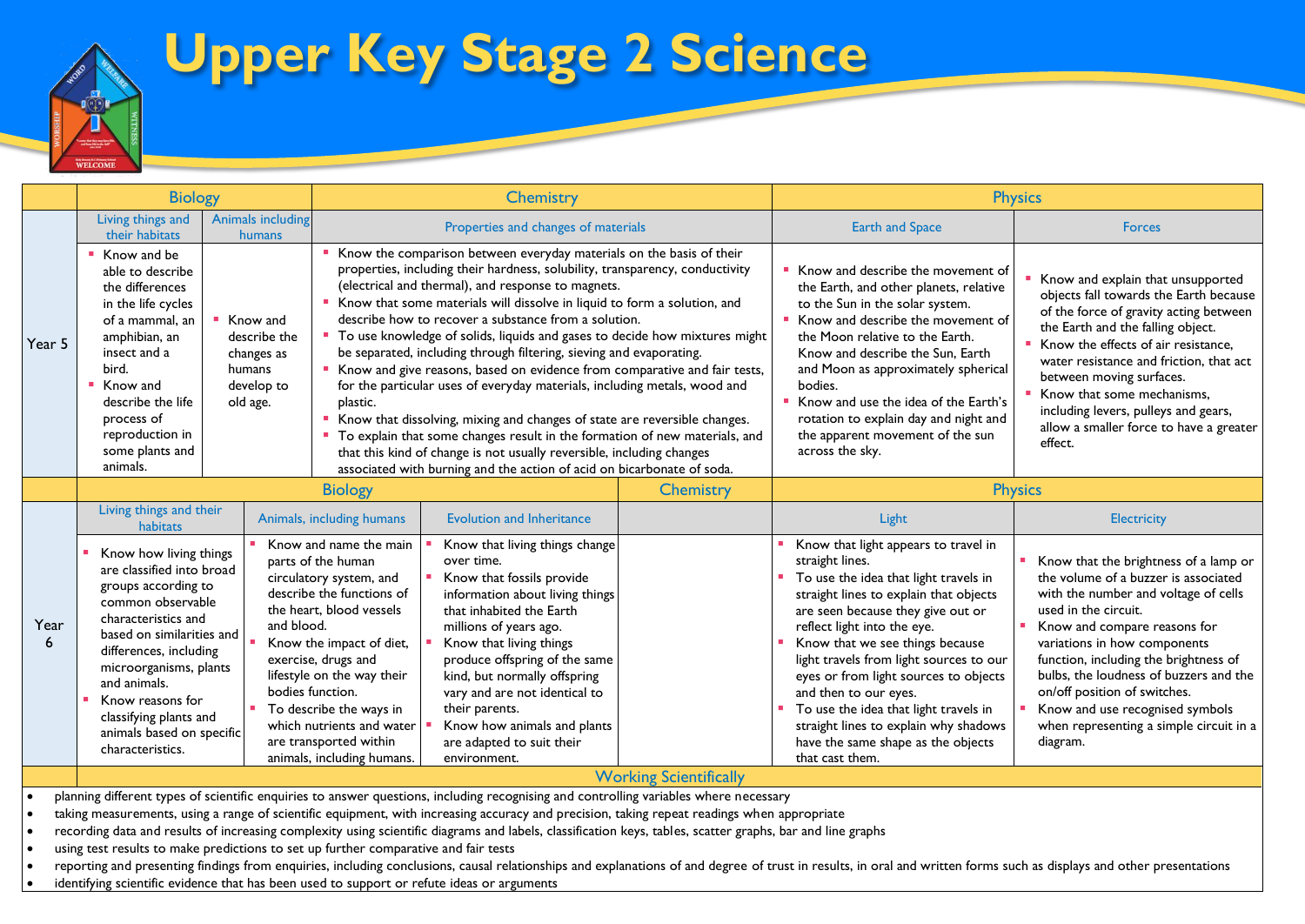# Upper Key Stage 2 Science

| | Biology | | Chemistry | Physics | |
|---|---|---|---|---|---|
| | Living things and their habitats | Animals including humans | Properties and changes of materials | Earth and Space | Forces |
| Year 5 | - Know and be able to describe the differences in the life cycles of a mammal, an amphibian, an insect and a bird.<br>- Know and describe the life process of reproduction in some plants and animals. | - Know and describe the changes as humans develop to old age. | - Know the comparison between everyday materials on the basis of their properties, including their hardness, solubility, transparency, conductivity (electrical and thermal), and response to magnets.<br>- Know that some materials will dissolve in liquid to form a solution, and describe how to recover a substance from a solution.<br>- To use knowledge of solids, liquids and gases to decide how mixtures might be separated, including through filtering, sieving and evaporating.<br>- Know and give reasons, based on evidence from comparative and fair tests, for the particular uses of everyday materials, including metals, wood and plastic.<br>- Know that dissolving, mixing and changes of state are reversible changes.<br>- To explain that some changes result in the formation of new materials, and that this kind of change is not usually reversible, including changes associated with burning and the action of acid on bicarbonate of soda. | - Know and describe the movement of the Earth, and other planets, relative to the Sun in the solar system.<br>- Know and describe the movement of the Moon relative to the Earth. Know and describe the Sun, Earth and Moon as approximately spherical bodies.<br>- Know and use the idea of the Earth's rotation to explain day and night and the apparent movement of the sun across the sky. | - Know and explain that unsupported objects fall towards the Earth because of the force of gravity acting between the Earth and the falling object.<br>- Know the effects of air resistance, water resistance and friction, that act between moving surfaces.<br>- Know that some mechanisms, including levers, pulleys and gears, allow a smaller force to have a greater effect. |

| | Biology | | | Chemistry | Physics | |
|---|---|---|---|---|---|---|
| | Living things and their habitats | Animals, including humans | Evolution and Inheritance | | Light | Electricity |
| Year 6 | - Know how living things are classified into broad groups according to common observable characteristics and based on similarities and differences, including microorganisms, plants and animals.<br>- Know reasons for classifying plants and animals based on specific characteristics. | - Know and name the main parts of the human circulatory system, and describe the functions of the heart, blood vessels and blood.<br>- Know the impact of diet, exercise, drugs and lifestyle on the way their bodies function.<br>- To describe the ways in which nutrients and water are transported within animals, including humans. | - Know that living things change over time.<br>- Know that fossils provide information about living things that inhabited the Earth millions of years ago.<br>- Know that living things produce offspring of the same kind, but normally offspring vary and are not identical to their parents.<br>- Know how animals and plants are adapted to suit their environment. | | - Know that light appears to travel in straight lines.<br>- To use the idea that light travels in straight lines to explain that objects are seen because they give out or reflect light into the eye.<br>- Know that we see things because light travels from light sources to our eyes or from light sources to objects and then to our eyes.<br>- To use the idea that light travels in straight lines to explain why shadows have the same shape as the objects that cast them. | - Know that the brightness of a lamp or the volume of a buzzer is associated with the number and voltage of cells used in the circuit.<br>- Know and compare reasons for variations in how components function, including the brightness of bulbs, the loudness of buzzers and the on/off position of switches.<br>- Know and use recognised symbols when representing a simple circuit in a diagram. |

## Working Scientifically

- planning different types of scientific enquiries to answer questions, including recognising and controlling variables where necessary
- taking measurements, using a range of scientific equipment, with increasing accuracy and precision, taking repeat readings when appropriate
- recording data and results of increasing complexity using scientific diagrams and labels, classification keys, tables, scatter graphs, bar and line graphs
- using test results to make predictions to set up further comparative and fair tests
- reporting and presenting findings from enquiries, including conclusions, causal relationships and explanations of and degree of trust in results, in oral and written forms such as displays and other presentations
- identifying scientific evidence that has been used to support or refute ideas or arguments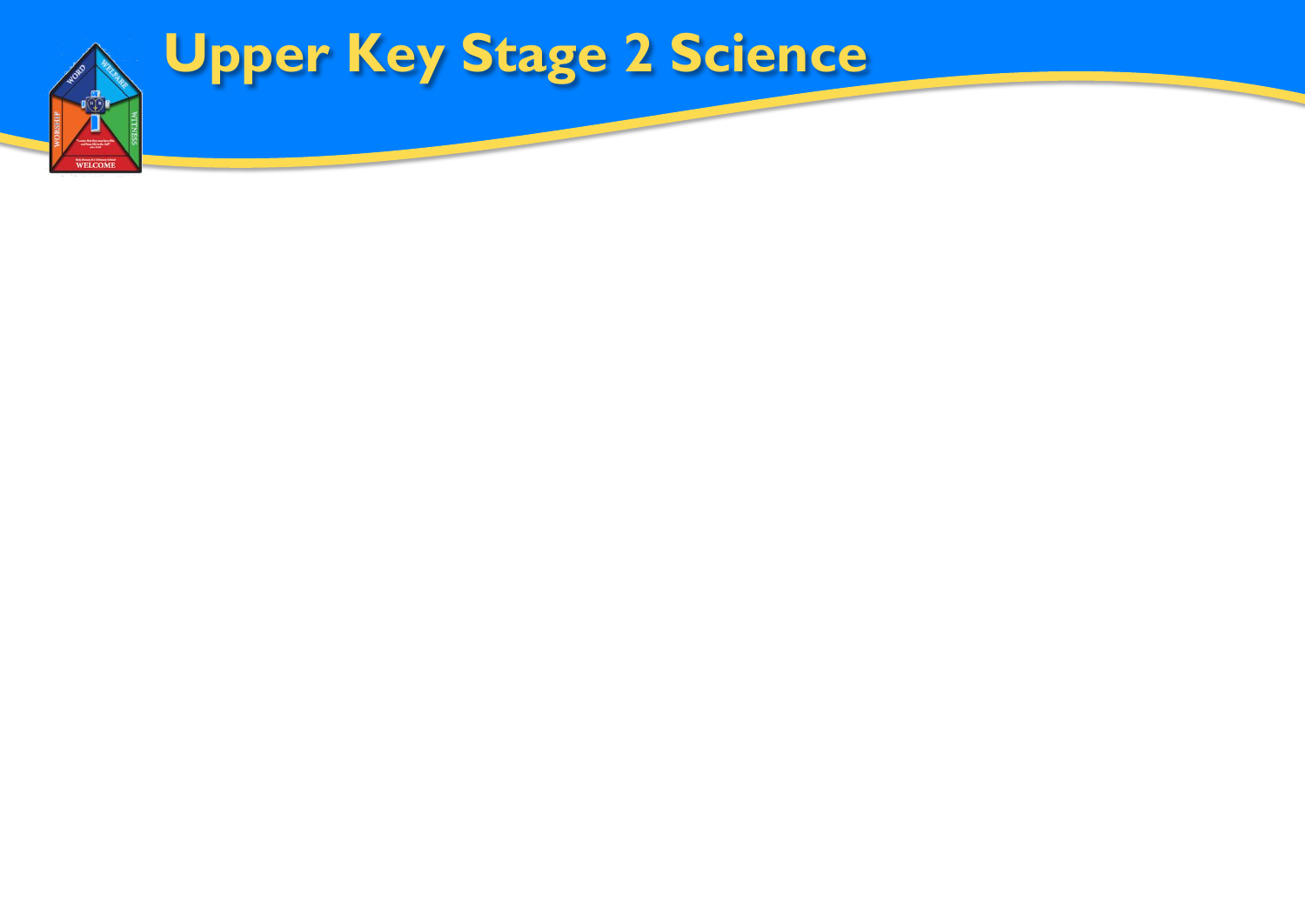# Upper Key Stage 2 Science